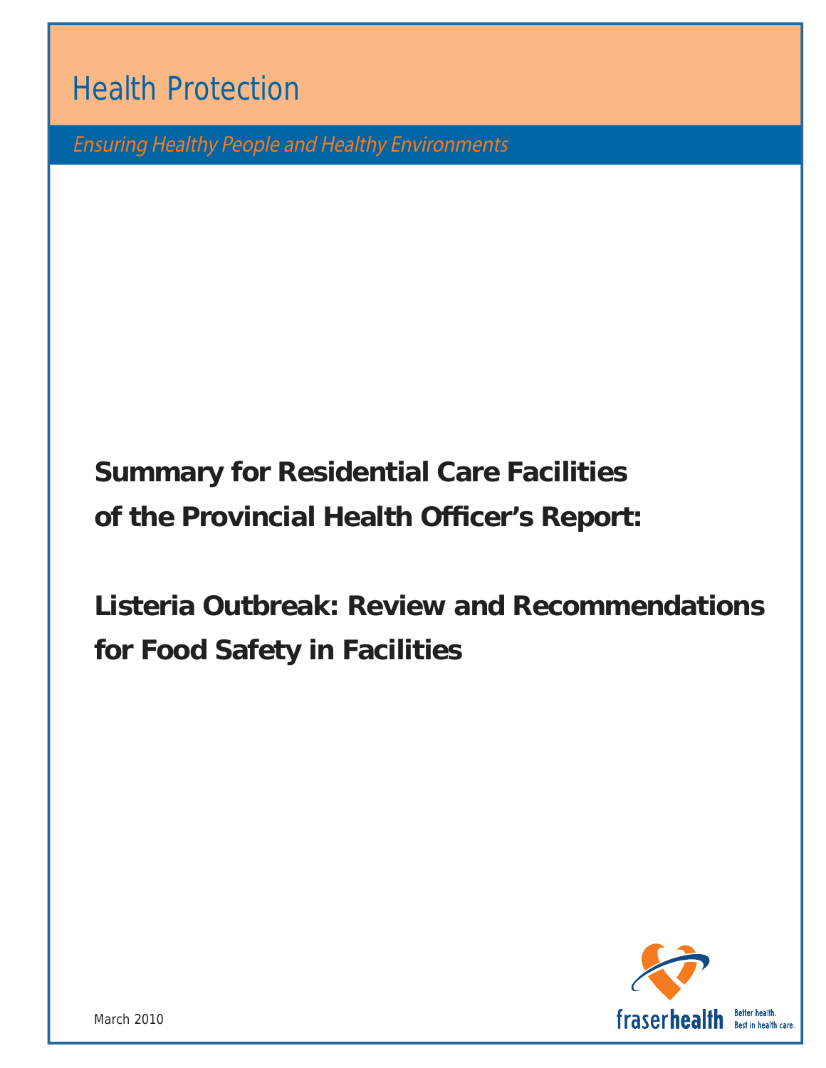Health Protection

*Ensuring Healthy People and Healthy Environments*

# Summary for Residential Care Facilities of the Provincial Health Officer's Report:

# Listeria Outbreak: Review and Recommendations for Food Safety in Facilities

March 2010

fraserhealth

Better health.
Best in health care.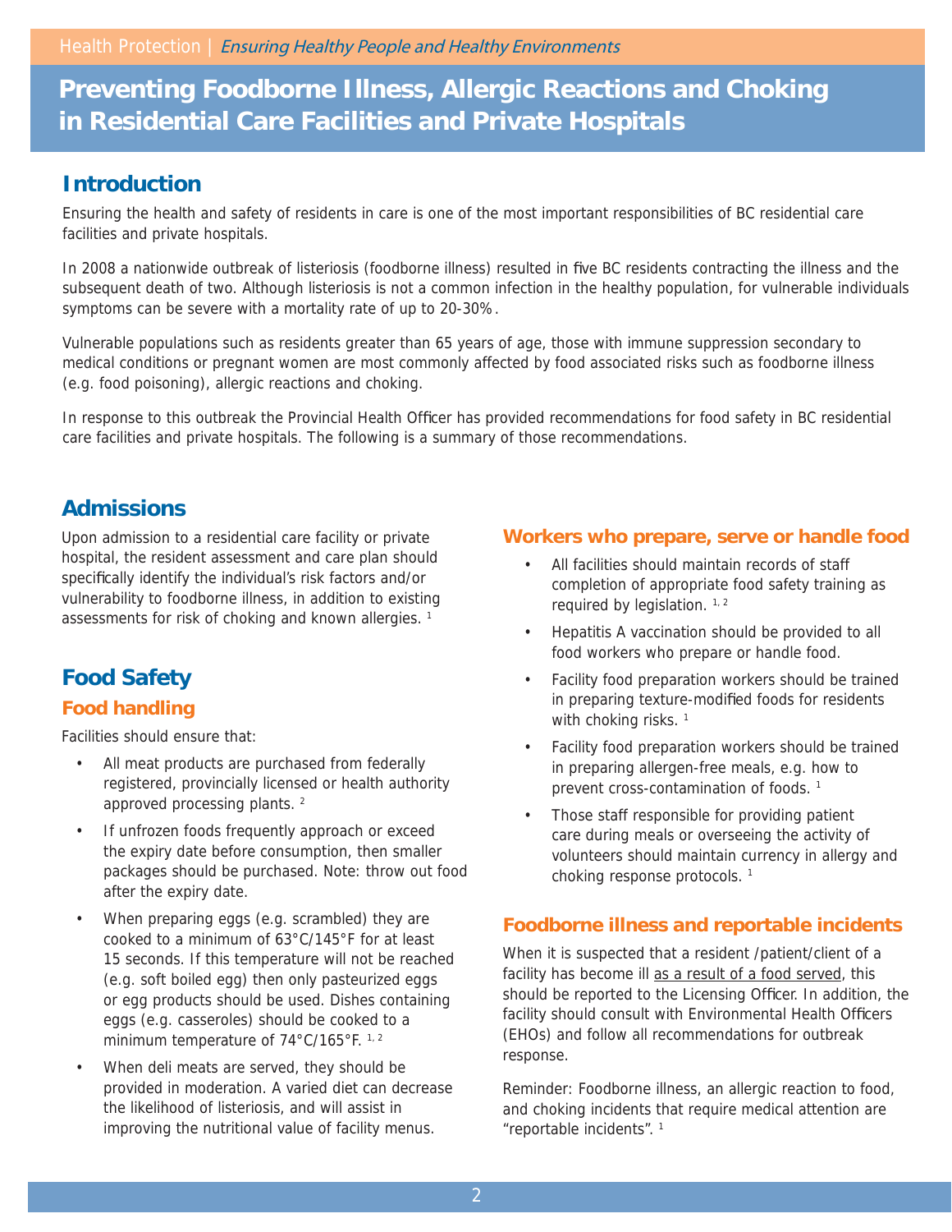Health Protection | *Ensuring Healthy People and Healthy Environments*

# Preventing Foodborne Illness, Allergic Reactions and Choking in Residential Care Facilities and Private Hospitals

## Introduction

Ensuring the health and safety of residents in care is one of the most important responsibilities of BC residential care facilities and private hospitals.

In 2008 a nationwide outbreak of listeriosis (foodborne illness) resulted in five BC residents contracting the illness and the subsequent death of two. Although listeriosis is not a common infection in the healthy population, for vulnerable individuals symptoms can be severe with a mortality rate of up to 20-30%.

Vulnerable populations such as residents greater than 65 years of age, those with immune suppression secondary to medical conditions or pregnant women are most commonly affected by food associated risks such as foodborne illness (e.g. food poisoning), allergic reactions and choking.

In response to this outbreak the Provincial Health Officer has provided recommendations for food safety in BC residential care facilities and private hospitals. The following is a summary of those recommendations.

## Admissions

Upon admission to a residential care facility or private hospital, the resident assessment and care plan should specifically identify the individual's risk factors and/or vulnerability to foodborne illness, in addition to existing assessments for risk of choking and known allergies. [1]

## Food Safety

### Food handling

Facilities should ensure that:

- All meat products are purchased from federally registered, provincially licensed or health authority approved processing plants. [2]
- If unfrozen foods frequently approach or exceed the expiry date before consumption, then smaller packages should be purchased. Note: throw out food after the expiry date.
- When preparing eggs (e.g. scrambled) they are cooked to a minimum of 63°C/145°F for at least 15 seconds. If this temperature will not be reached (e.g. soft boiled egg) then only pasteurized eggs or egg products should be used. Dishes containing eggs (e.g. casseroles) should be cooked to a minimum temperature of 74°C/165°F. [1, 2]
- When deli meats are served, they should be provided in moderation. A varied diet can decrease the likelihood of listeriosis, and will assist in improving the nutritional value of facility menus.

### Workers who prepare, serve or handle food

- All facilities should maintain records of staff completion of appropriate food safety training as required by legislation. [1, 2]
- Hepatitis A vaccination should be provided to all food workers who prepare or handle food.
- Facility food preparation workers should be trained in preparing texture-modified foods for residents with choking risks. [1]
- Facility food preparation workers should be trained in preparing allergen-free meals, e.g. how to prevent cross-contamination of foods. [1]
- Those staff responsible for providing patient care during meals or overseeing the activity of volunteers should maintain currency in allergy and choking response protocols. [1]

### Foodborne illness and reportable incidents

When it is suspected that a resident /patient/client of a facility has become ill as a result of a food served, this should be reported to the Licensing Officer. In addition, the facility should consult with Environmental Health Officers (EHOs) and follow all recommendations for outbreak response.

Reminder: Foodborne illness, an allergic reaction to food, and choking incidents that require medical attention are "reportable incidents". [1]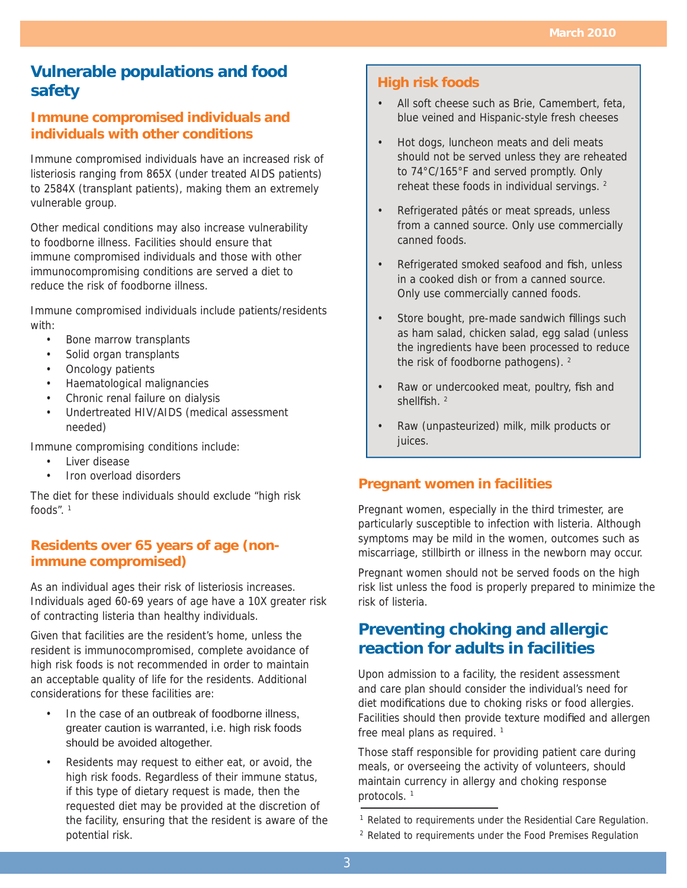## Vulnerable populations and food safety

### Immune compromised individuals and individuals with other conditions

Immune compromised individuals have an increased risk of listeriosis ranging from 865X (under treated AIDS patients) to 2584X (transplant patients), making them an extremely vulnerable group.

Other medical conditions may also increase vulnerability to foodborne illness. Facilities should ensure that immune compromised individuals and those with other immunocompromising conditions are served a diet to reduce the risk of foodborne illness.

Immune compromised individuals include patients/residents with:

- Bone marrow transplants
- Solid organ transplants
- Oncology patients
- Haematological malignancies
- Chronic renal failure on dialysis
- Undertreated HIV/AIDS (medical assessment needed)

Immune compromising conditions include:

- Liver disease
- Iron overload disorders

The diet for these individuals should exclude "high risk foods". [1]

### Residents over 65 years of age (non-immune compromised)

As an individual ages their risk of listeriosis increases. Individuals aged 60-69 years of age have a 10X greater risk of contracting listeria than healthy individuals.

Given that facilities are the resident's home, unless the resident is immunocompromised, complete avoidance of high risk foods is not recommended in order to maintain an acceptable quality of life for the residents. Additional considerations for these facilities are:

- In the case of an outbreak of foodborne illness, greater caution is warranted, i.e. high risk foods should be avoided altogether.
- Residents may request to either eat, or avoid, the high risk foods. Regardless of their immune status, if this type of dietary request is made, then the requested diet may be provided at the discretion of the facility, ensuring that the resident is aware of the potential risk.

### High risk foods

- All soft cheese such as Brie, Camembert, feta, blue veined and Hispanic-style fresh cheeses
- Hot dogs, luncheon meats and deli meats should not be served unless they are reheated to 74°C/165°F and served promptly. Only reheat these foods in individual servings. [2]
- Refrigerated pâtés or meat spreads, unless from a canned source. Only use commercially canned foods.
- Refrigerated smoked seafood and fish, unless in a cooked dish or from a canned source. Only use commercially canned foods.
- Store bought, pre-made sandwich fillings such as ham salad, chicken salad, egg salad (unless the ingredients have been processed to reduce the risk of foodborne pathogens). [2]
- Raw or undercooked meat, poultry, fish and shellfish. [2]
- Raw (unpasteurized) milk, milk products or juices.

### Pregnant women in facilities

Pregnant women, especially in the third trimester, are particularly susceptible to infection with listeria. Although symptoms may be mild in the women, outcomes such as miscarriage, stillbirth or illness in the newborn may occur.

Pregnant women should not be served foods on the high risk list unless the food is properly prepared to minimize the risk of listeria.

## Preventing choking and allergic reaction for adults in facilities

Upon admission to a facility, the resident assessment and care plan should consider the individual's need for diet modifications due to choking risks or food allergies. Facilities should then provide texture modified and allergen free meal plans as required. [1]

Those staff responsible for providing patient care during meals, or overseeing the activity of volunteers, should maintain currency in allergy and choking response protocols. [1]

---

[1] Related to requirements under the Residential Care Regulation.

[2] Related to requirements under the Food Premises Regulation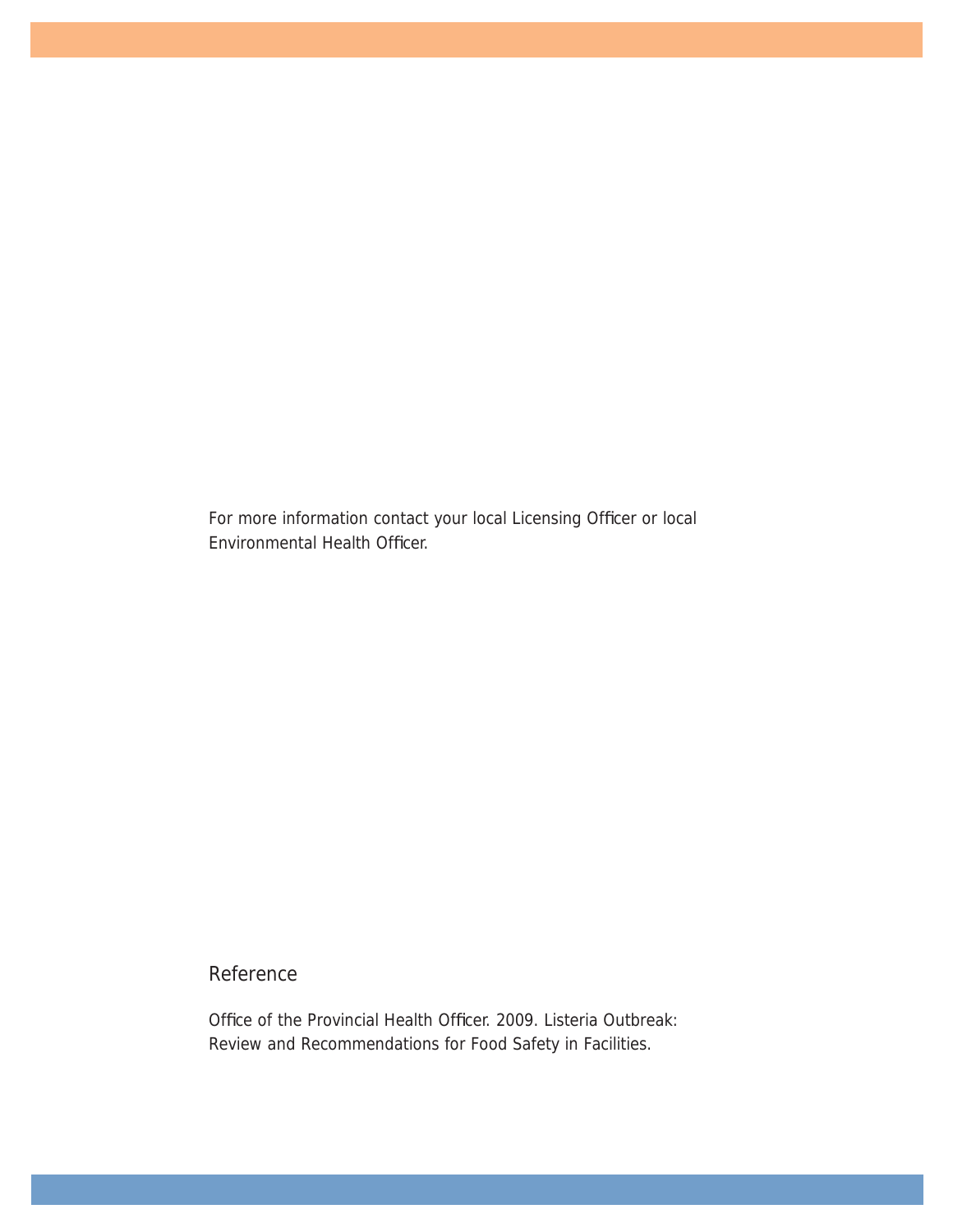For more information contact your local Licensing Officer or local Environmental Health Officer.

## Reference

Office of the Provincial Health Officer. 2009. Listeria Outbreak: Review and Recommendations for Food Safety in Facilities.